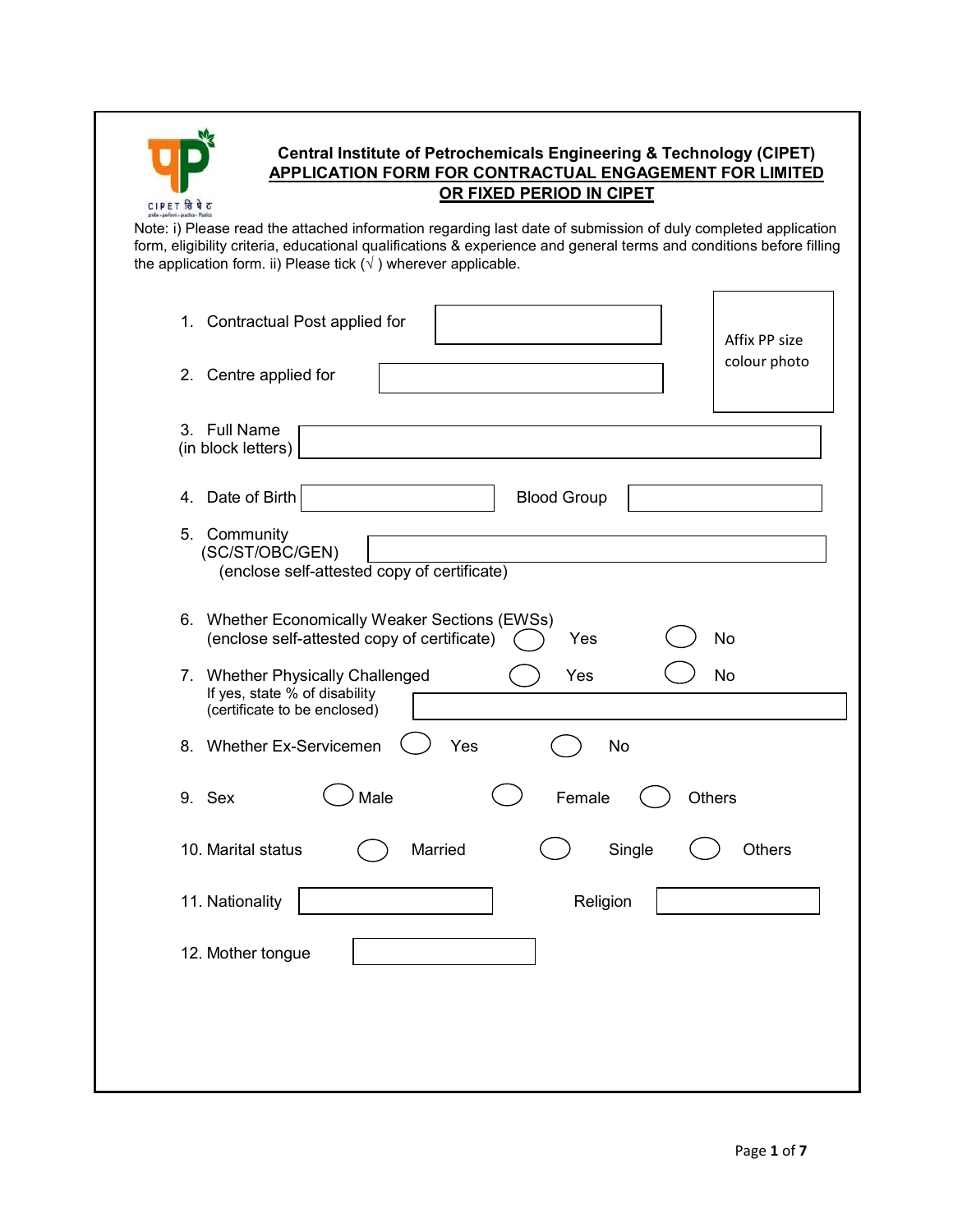CIPET सिपेट

# Central Institute of Petrochemicals Engineering & Technology (CIPET)

## APPLICATION FORM FOR CONTRACTUAL ENGAGEMENT FOR LIMITED OR FIXED PERIOD IN CIPET

Note: i) Please read the attached information regarding last date of submission of duly completed application form, eligibility criteria, educational qualifications & experience and general terms and conditions before filling the application form. ii) Please tick (√ ) wherever applicable.

Affix PP size colour photo

1. Contractual Post applied for \_\_\_\_\_\_\_\_\_\_\_\_

2. Centre applied for \_\_\_\_\_\_\_\_\_\_\_\_

3. Full Name (in block letters) \_\_\_\_\_\_\_\_\_\_\_\_

4. Date of Birth \_\_\_\_\_\_\_\_\_\_\_\_ Blood Group \_\_\_\_\_\_\_\_\_\_\_\_

5. Community (SC/ST/OBC/GEN) \_\_\_\_\_\_\_\_\_\_\_\_
   (enclose self-attested copy of certificate)

6. Whether Economically Weaker Sections (EWSs) (enclose self-attested copy of certificate) ◯ Yes ◯ No

7. Whether Physically Challenged ◯ Yes ◯ No
   If yes, state % of disability (certificate to be enclosed) \_\_\_\_\_\_\_\_\_\_\_\_

8. Whether Ex-Servicemen ◯ Yes ◯ No

9. Sex ◯ Male ◯ Female ◯ Others

10. Marital status ◯ Married ◯ Single ◯ Others

11. Nationality \_\_\_\_\_\_\_\_\_\_\_\_ Religion \_\_\_\_\_\_\_\_\_\_\_\_

12. Mother tongue \_\_\_\_\_\_\_\_\_\_\_\_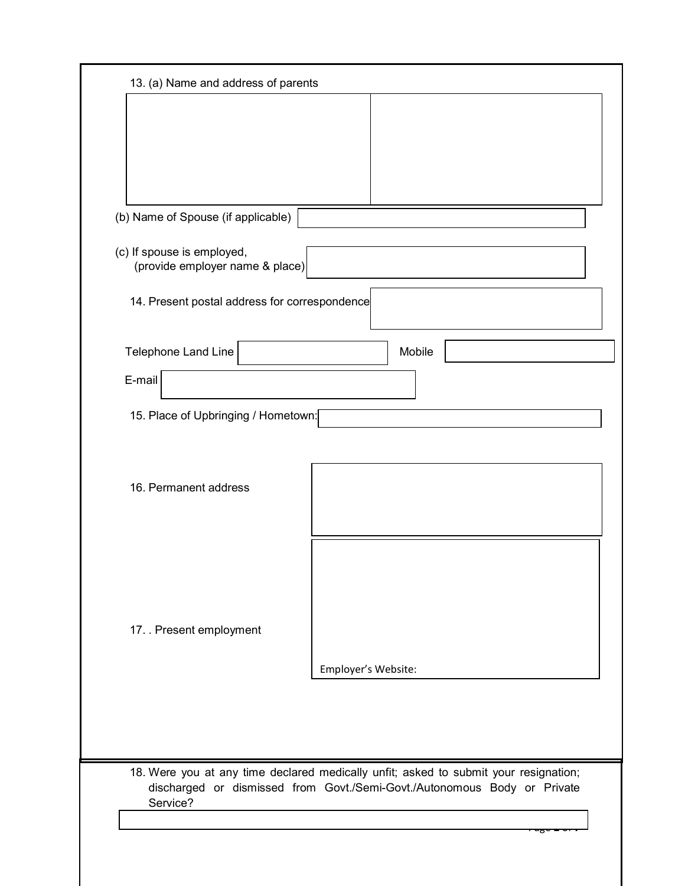13. (a) Name and address of parents

| | |
|---|---|
| | |

(b) Name of Spouse (if applicable)

(c) If spouse is employed,
(provide employer name & place)

14. Present postal address for correspondence

Telephone Land Line

Mobile

E-mail

15. Place of Upbringing / Hometown:

16. Permanent address

17. . Present employment

Employer's Website:

18. Were you at any time declared medically unfit; asked to submit your resignation; discharged or dismissed from Govt./Semi-Govt./Autonomous Body or Private Service?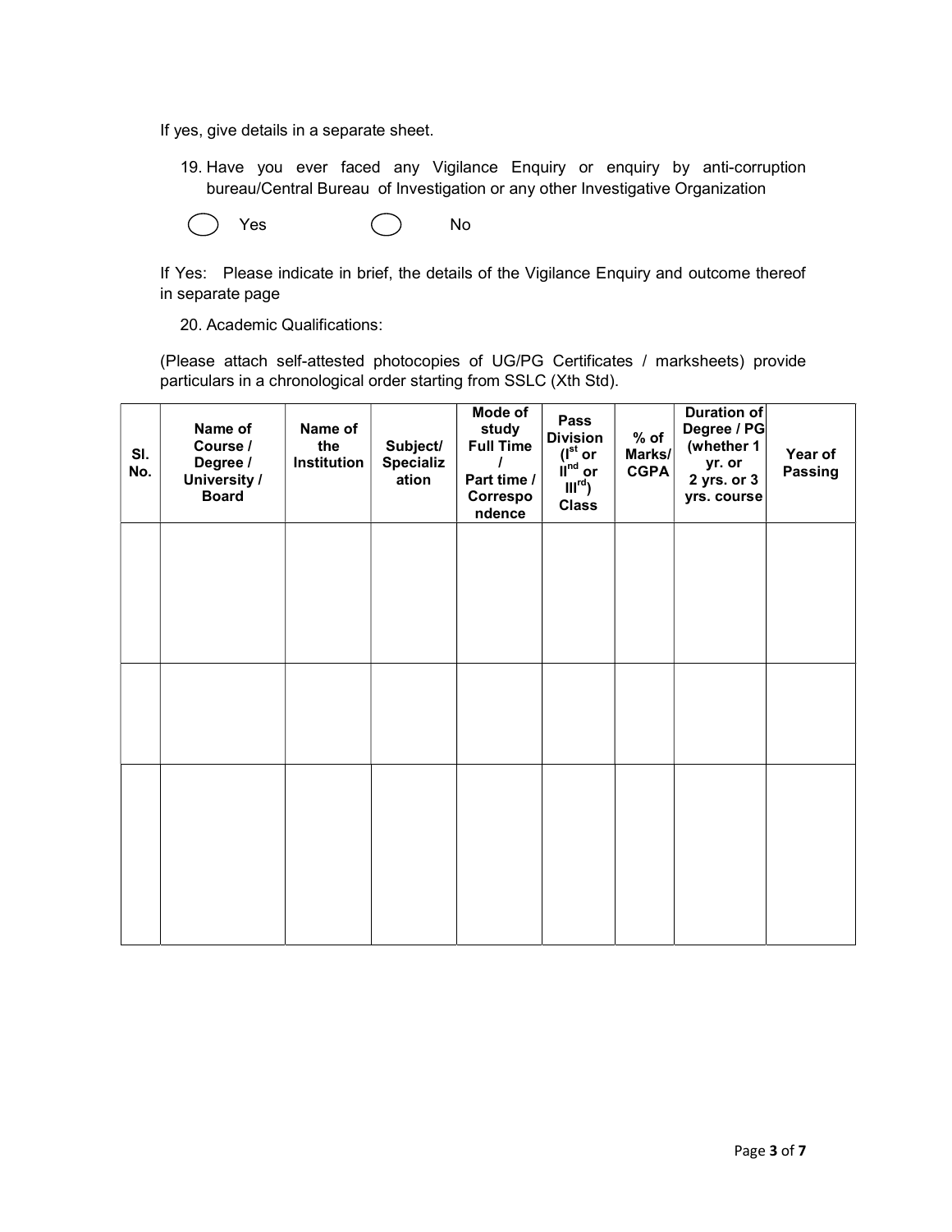If yes, give details in a separate sheet.

19. Have you ever faced any Vigilance Enquiry or enquiry by anti-corruption bureau/Central Bureau of Investigation or any other Investigative Organization

◯ Yes ◯ No

If Yes: Please indicate in brief, the details of the Vigilance Enquiry and outcome thereof in separate page

20. Academic Qualifications:

(Please attach self-attested photocopies of UG/PG Certificates / marksheets) provide particulars in a chronological order starting from SSLC (Xth Std).

| Sl. No. | Name of Course / Degree / University / Board | Name of the Institution | Subject/ Specialization | Mode of study Full Time / Part time / Correspondence | Pass Division (I$^{st}$ or II$^{nd}$ or III$^{rd}$) Class | % of Marks/ CGPA | Duration of Degree / PG (whether 1 yr. or 2 yrs. or 3 yrs. course | Year of Passing |
|---|---|---|---|---|---|---|---|---|
| | | | | | | | | |
| | | | | | | | | |
| | | | | | | | | |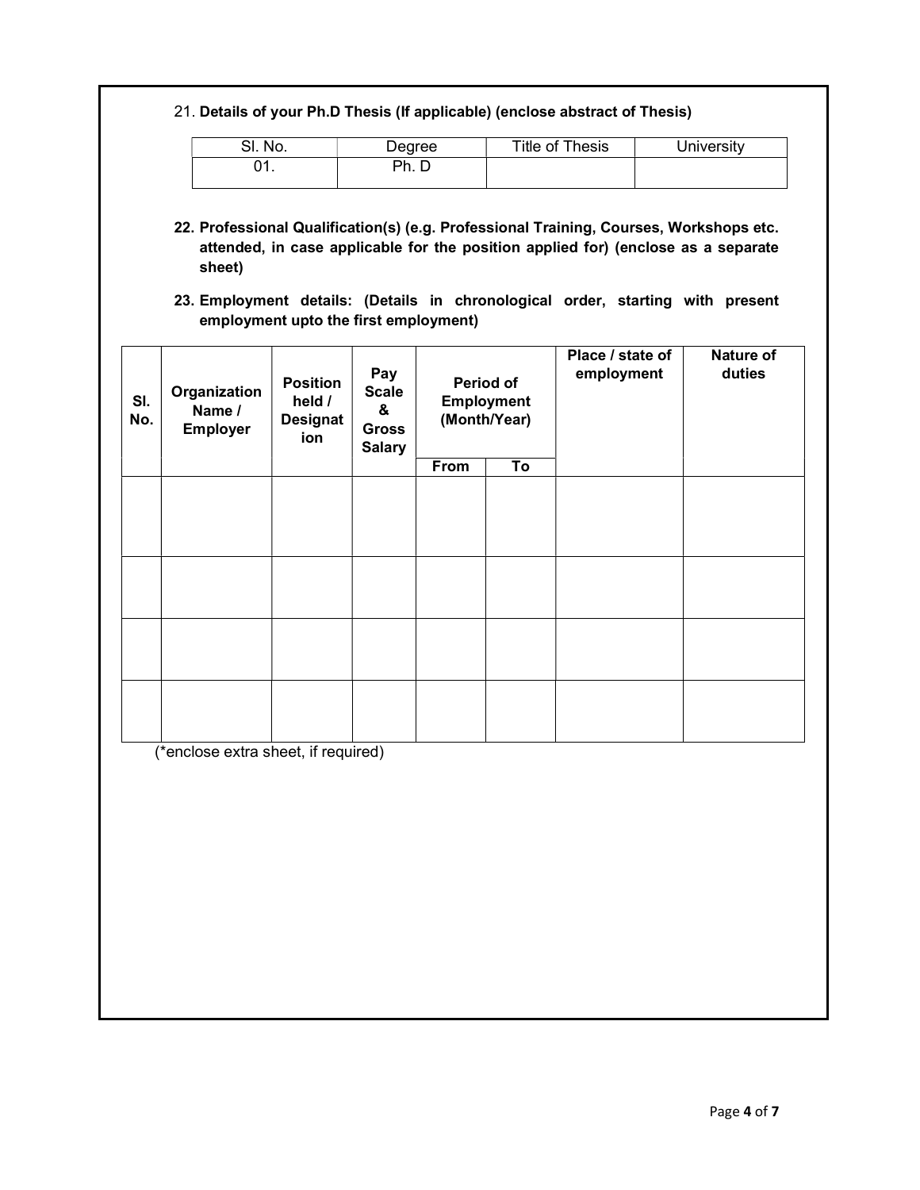21. **Details of your Ph.D Thesis (If applicable) (enclose abstract of Thesis)**

| Sl. No. | Degree | Title of Thesis | University |
|---|---|---|---|
| 01. | Ph. D | | |

**22. Professional Qualification(s) (e.g. Professional Training, Courses, Workshops etc. attended, in case applicable for the position applied for) (enclose as a separate sheet)**

**23. Employment details: (Details in chronological order, starting with present employment upto the first employment)**

| Sl. No. | Organization Name / Employer | Position held / Designation | Pay Scale & Gross Salary | Period of Employment (Month/Year) | | Place / state of employment | Nature of duties |
|---|---|---|---|---|---|---|---|
| | | | | From | To | | |
| | | | | | | | |
| | | | | | | | |
| | | | | | | | |
| | | | | | | | |

(*enclose extra sheet, if required)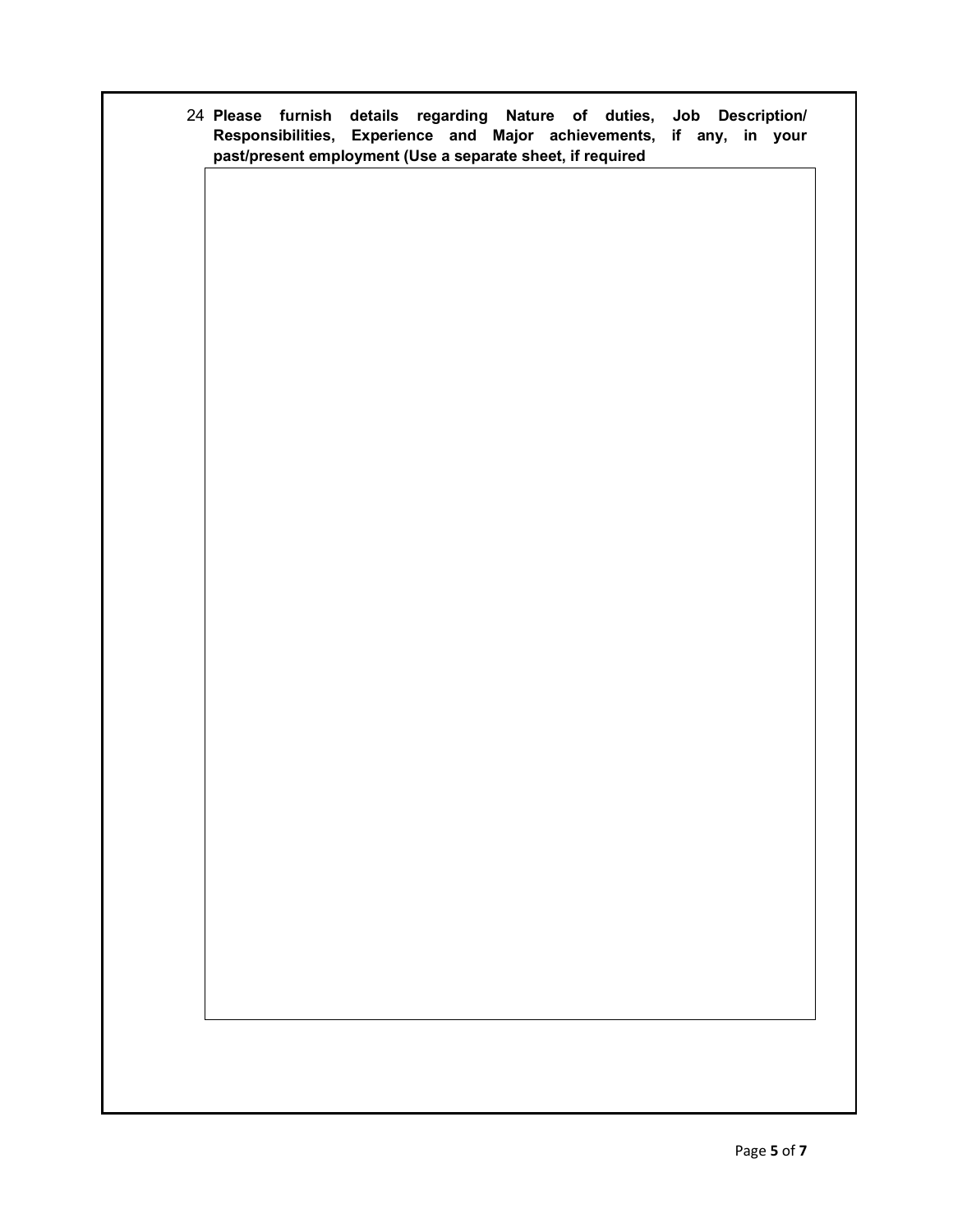24 **Please furnish details regarding Nature of duties, Job Description/ Responsibilities, Experience and Major achievements, if any, in your past/present employment (Use a separate sheet, if required**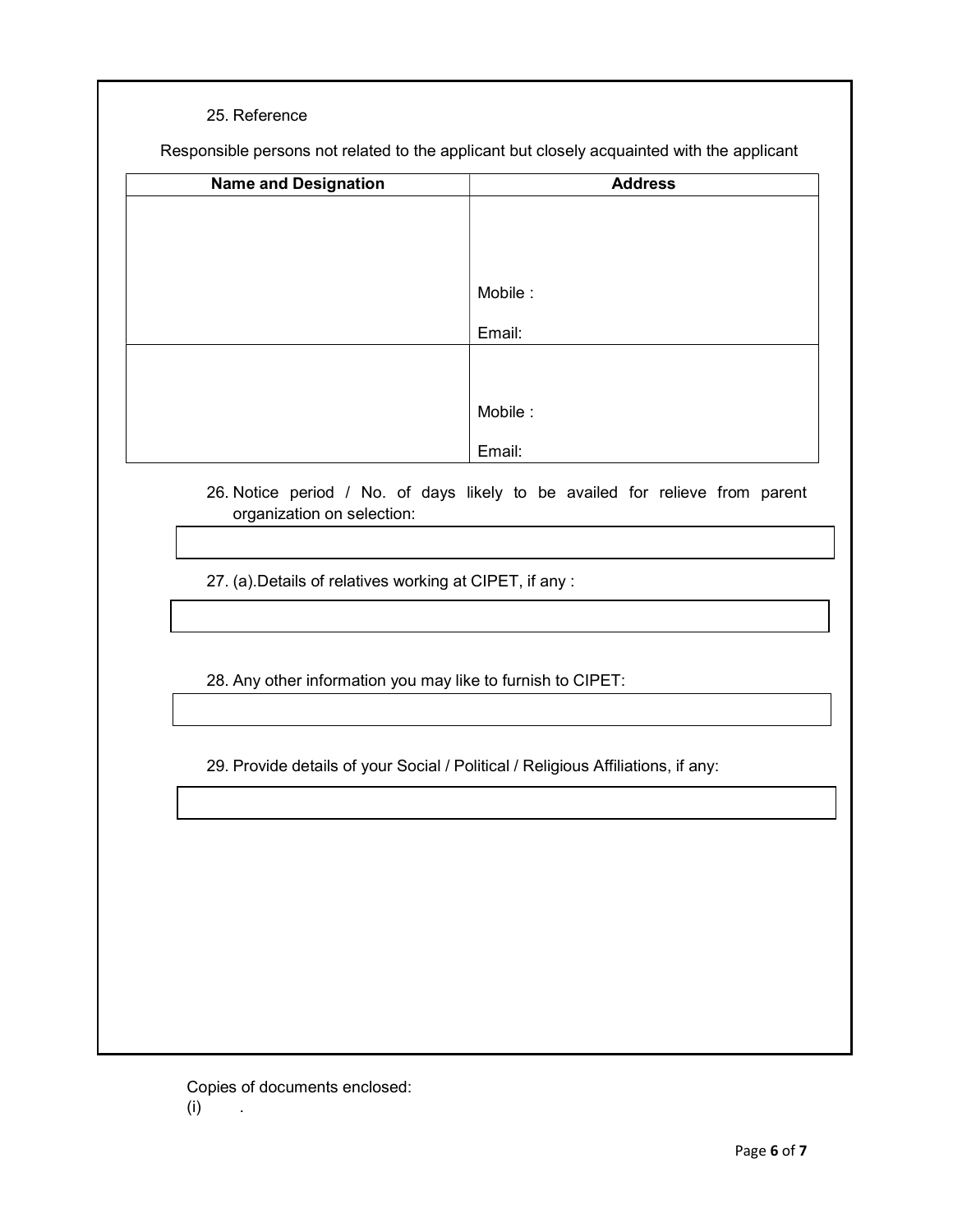25. Reference

Responsible persons not related to the applicant but closely acquainted with the applicant

| Name and Designation | Address |
|---|---|
| | Mobile :<br><br>Email: |
| | Mobile :<br><br>Email: |

26. Notice period / No. of days likely to be availed for relieve from parent organization on selection:

27. (a).Details of relatives working at CIPET, if any :

28. Any other information you may like to furnish to CIPET:

29. Provide details of your Social / Political / Religious Affiliations, if any:

Copies of documents enclosed:

(i) .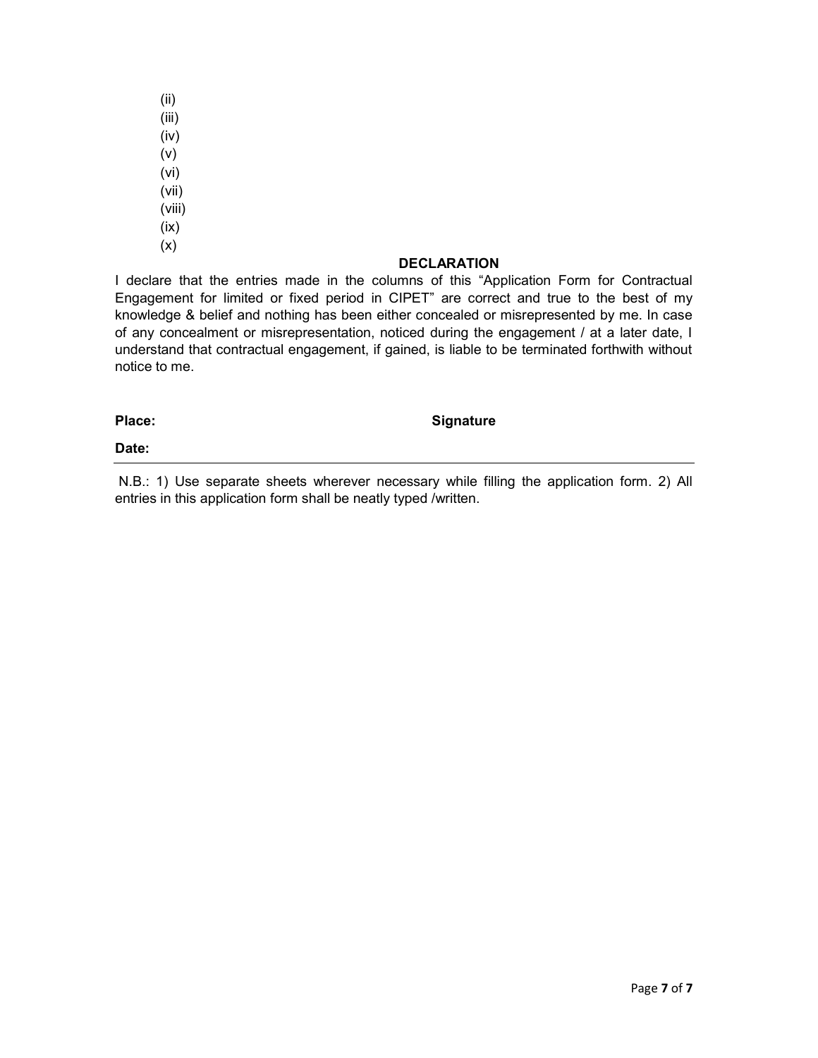(ii)
(iii)
(iv)
(v)
(vi)
(vii)
(viii)
(ix)
(x)

**DECLARATION**

I declare that the entries made in the columns of this "Application Form for Contractual Engagement for limited or fixed period in CIPET" are correct and true to the best of my knowledge & belief and nothing has been either concealed or misrepresented by me. In case of any concealment or misrepresentation, noticed during the engagement / at a later date, I understand that contractual engagement, if gained, is liable to be terminated forthwith without notice to me.

**Place:** **Signature**

**Date:**

---

N.B.: 1) Use separate sheets wherever necessary while filling the application form. 2) All entries in this application form shall be neatly typed /written.